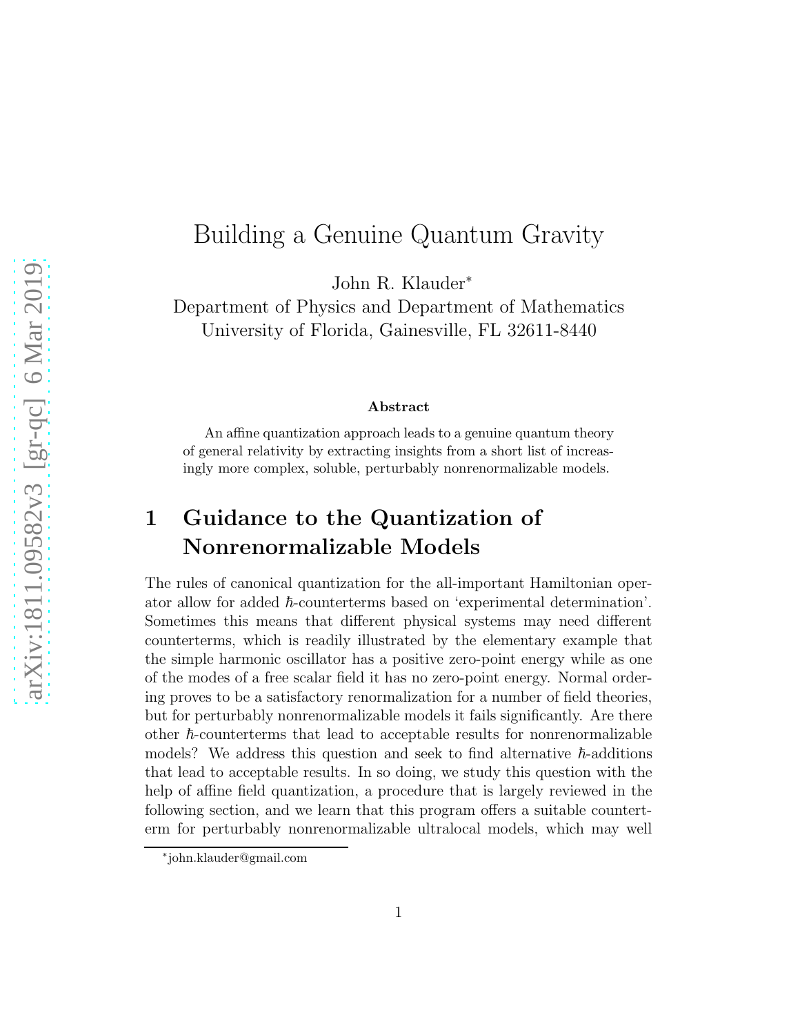# Building a Genuine Quantum Gravity

John R. Klauder[*]

Department of Physics and Department of Mathematics
University of Florida, Gainesville, FL 32611-8440

### Abstract

An affine quantization approach leads to a genuine quantum theory of general relativity by extracting insights from a short list of increasingly more complex, soluble, perturbably nonrenormalizable models.

## 1 Guidance to the Quantization of Nonrenormalizable Models

The rules of canonical quantization for the all-important Hamiltonian operator allow for added $\hbar$-counterterms based on 'experimental determination'. Sometimes this means that different physical systems may need different counterterms, which is readily illustrated by the elementary example that the simple harmonic oscillator has a positive zero-point energy while as one of the modes of a free scalar field it has no zero-point energy. Normal ordering proves to be a satisfactory renormalization for a number of field theories, but for perturbably nonrenormalizable models it fails significantly. Are there other $\hbar$-counterterms that lead to acceptable results for nonrenormalizable models? We address this question and seek to find alternative $\hbar$-additions that lead to acceptable results. In so doing, we study this question with the help of affine field quantization, a procedure that is largely reviewed in the following section, and we learn that this program offers a suitable counterterm for perturbably nonrenormalizable ultralocal models, which may well

[*]john.klauder@gmail.com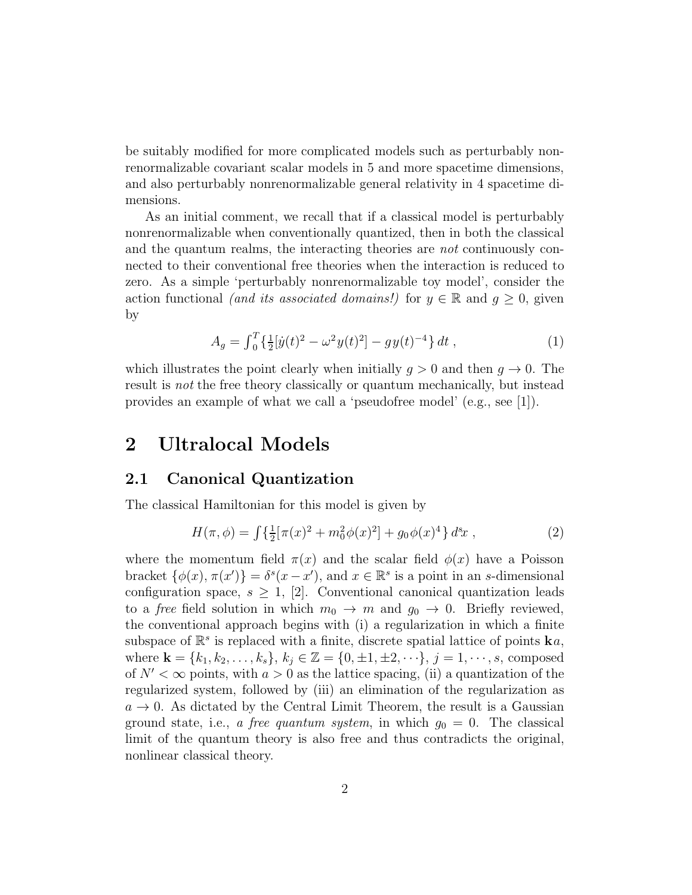be suitably modified for more complicated models such as perturbably nonrenormalizable covariant scalar models in 5 and more spacetime dimensions, and also perturbably nonrenormalizable general relativity in 4 spacetime dimensions.

As an initial comment, we recall that if a classical model is perturbably nonrenormalizable when conventionally quantized, then in both the classical and the quantum realms, the interacting theories are *not* continuously connected to their conventional free theories when the interaction is reduced to zero. As a simple 'perturbably nonrenormalizable toy model', consider the action functional *(and its associated domains!)* for $y \in \mathbb{R}$ and $g \geq 0$, given by

$$A_g = \int_0^T \{ \tfrac{1}{2}[\dot{y}(t)^2 - \omega^2 y(t)^2] - g\, y(t)^{-4} \}\, dt \,, \tag{1}$$

which illustrates the point clearly when initially $g > 0$ and then $g \to 0$. The result is *not* the free theory classically or quantum mechanically, but instead provides an example of what we call a 'pseudofree model' (e.g., see [1]).

## 2 Ultralocal Models

### 2.1 Canonical Quantization

The classical Hamiltonian for this model is given by

$$H(\pi, \phi) = \int \{ \tfrac{1}{2}[\pi(x)^2 + m_0^2 \phi(x)^2] + g_0 \phi(x)^4 \}\, d^s x \,, \tag{2}$$

where the momentum field $\pi(x)$ and the scalar field $\phi(x)$ have a Poisson bracket $\{\phi(x), \pi(x')\} = \delta^s(x - x')$, and $x \in \mathbb{R}^s$ is a point in an $s$-dimensional configuration space, $s \geq 1$, [2]. Conventional canonical quantization leads to a *free* field solution in which $m_0 \to m$ and $g_0 \to 0$. Briefly reviewed, the conventional approach begins with (i) a regularization in which a finite subspace of $\mathbb{R}^s$ is replaced with a finite, discrete spatial lattice of points $\mathbf{k}a$, where $\mathbf{k} = \{k_1, k_2, \ldots, k_s\}$, $k_j \in \mathbb{Z} = \{0, \pm 1, \pm 2, \cdots\}$, $j = 1, \cdots, s$, composed of $N' < \infty$ points, with $a > 0$ as the lattice spacing, (ii) a quantization of the regularized system, followed by (iii) an elimination of the regularization as $a \to 0$. As dictated by the Central Limit Theorem, the result is a Gaussian ground state, i.e., *a free quantum system*, in which $g_0 = 0$. The classical limit of the quantum theory is also free and thus contradicts the original, nonlinear classical theory.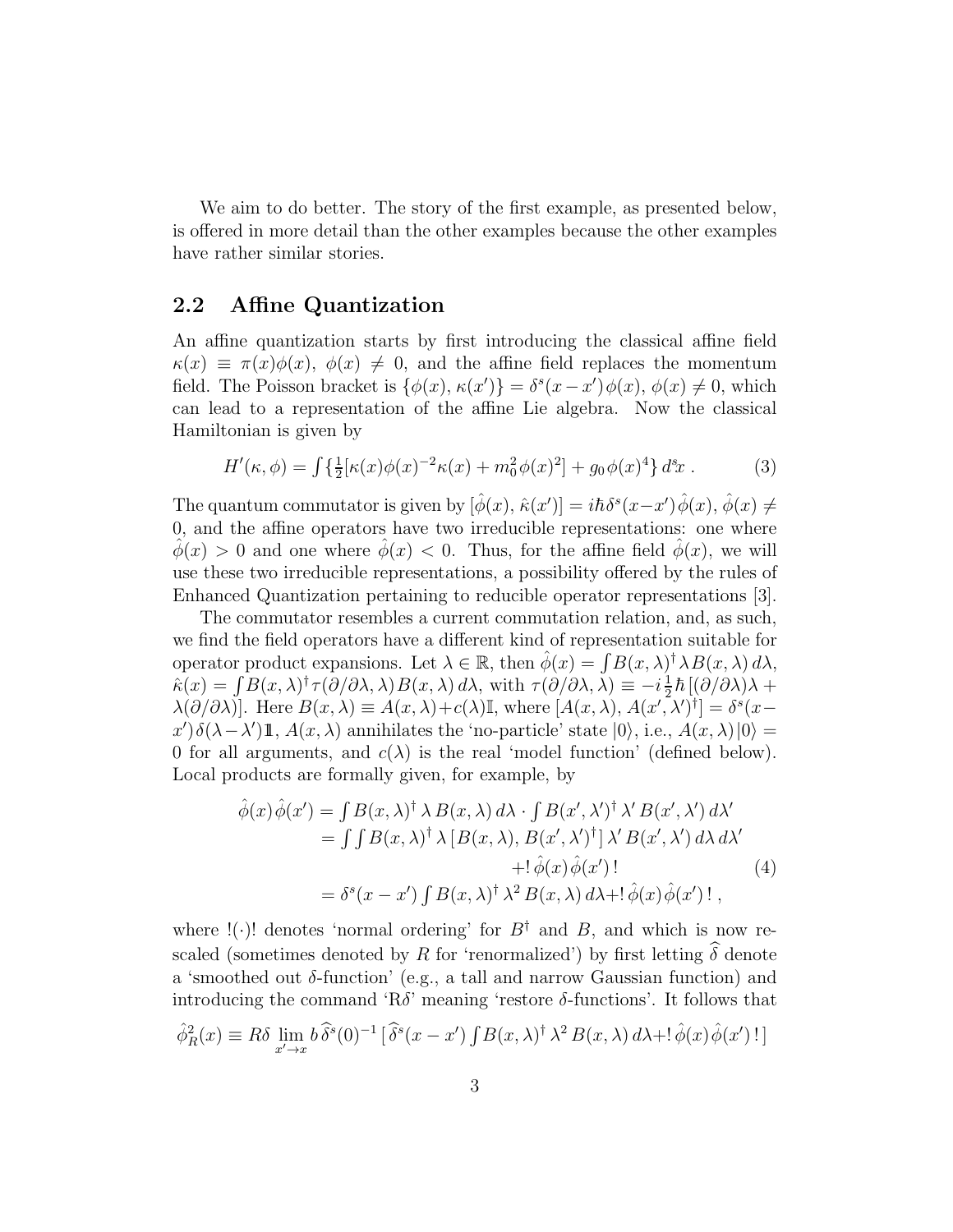We aim to do better. The story of the first example, as presented below, is offered in more detail than the other examples because the other examples have rather similar stories.

## 2.2 Affine Quantization

An affine quantization starts by first introducing the classical affine field $\kappa(x) \equiv \pi(x)\phi(x)$, $\phi(x) \neq 0$, and the affine field replaces the momentum field. The Poisson bracket is $\{\phi(x), \kappa(x')\} = \delta^s(x-x')\,\phi(x)$, $\phi(x) \neq 0$, which can lead to a representation of the affine Lie algebra. Now the classical Hamiltonian is given by

$$H'(\kappa, \phi) = \textstyle\int \{\tfrac{1}{2}[\kappa(x)\phi(x)^{-2}\kappa(x) + m_0^2\,\phi(x)^2] + g_0\,\phi(x)^4\}\,d^s\!x\;. \tag{3}$$

The quantum commutator is given by $[\hat{\phi}(x), \hat{\kappa}(x')] = i\hbar\,\delta^s(x-x')\,\hat{\phi}(x)$, $\hat{\phi}(x) \neq 0$, and the affine operators have two irreducible representations: one where $\hat{\phi}(x) > 0$ and one where $\hat{\phi}(x) < 0$. Thus, for the affine field $\hat{\phi}(x)$, we will use these two irreducible representations, a possibility offered by the rules of Enhanced Quantization pertaining to reducible operator representations [3].

The commutator resembles a current commutation relation, and, as such, we find the field operators have a different kind of representation suitable for operator product expansions. Let $\lambda \in \mathbb{R}$, then $\hat{\phi}(x) = \int B(x,\lambda)^\dagger \lambda B(x,\lambda)\,d\lambda$, $\hat{\kappa}(x) = \int B(x,\lambda)^\dagger \tau(\partial/\partial\lambda, \lambda)\,B(x,\lambda)\,d\lambda$, with $\tau(\partial/\partial\lambda, \lambda) \equiv -i\,\frac{1}{2}\hbar\,[(\partial/\partial\lambda)\lambda + \lambda(\partial/\partial\lambda)]$. Here $B(x,\lambda) \equiv A(x,\lambda) + c(\lambda)\mathbb{I}$, where $[A(x,\lambda), A(x',\lambda')^\dagger] = \delta^s(x-x')\,\delta(\lambda-\lambda')\mathbb{1}$, $A(x,\lambda)$ annihilates the 'no-particle' state $|0\rangle$, i.e., $A(x,\lambda)\,|0\rangle = 0$ for all arguments, and $c(\lambda)$ is the real 'model function' (defined below). Local products are formally given, for example, by

$$\begin{aligned}
\hat{\phi}(x)\,\hat{\phi}(x') &= \textstyle\int B(x,\lambda)^\dagger\,\lambda\,B(x,\lambda)\,d\lambda \cdot \int B(x',\lambda')^\dagger\,\lambda'\,B(x',\lambda')\,d\lambda' \\
&= \textstyle\int\int B(x,\lambda)^\dagger\,\lambda\,[B(x,\lambda), B(x',\lambda')^\dagger]\,\lambda'\,B(x',\lambda')\,d\lambda\,d\lambda' \\
&\qquad\qquad + !\,\hat{\phi}(x)\,\hat{\phi}(x')\,! \\
&= \delta^s(x-x')\textstyle\int B(x,\lambda)^\dagger\,\lambda^2\,B(x,\lambda)\,d\lambda + !\,\hat{\phi}(x)\,\hat{\phi}(x')\,!\;,
\end{aligned} \tag{4}$$

where $!(\cdot)!$ denotes 'normal ordering' for $B^\dagger$ and $B$, and which is now rescaled (sometimes denoted by $R$ for 'renormalized') by first letting $\widehat{\delta}$ denote a 'smoothed out $\delta$-function' (e.g., a tall and narrow Gaussian function) and introducing the command 'R$\delta$' meaning 'restore $\delta$-functions'. It follows that

$$\hat{\phi}^2_R(x) \equiv R\delta \lim_{x' \to x} b\,\widehat{\delta}^s(0)^{-1}\,[\,\widehat{\delta}^s(x-x')\textstyle\int B(x,\lambda)^\dagger\,\lambda^2\,B(x,\lambda)\,d\lambda + !\,\hat{\phi}(x)\,\hat{\phi}(x')\,!\,]$$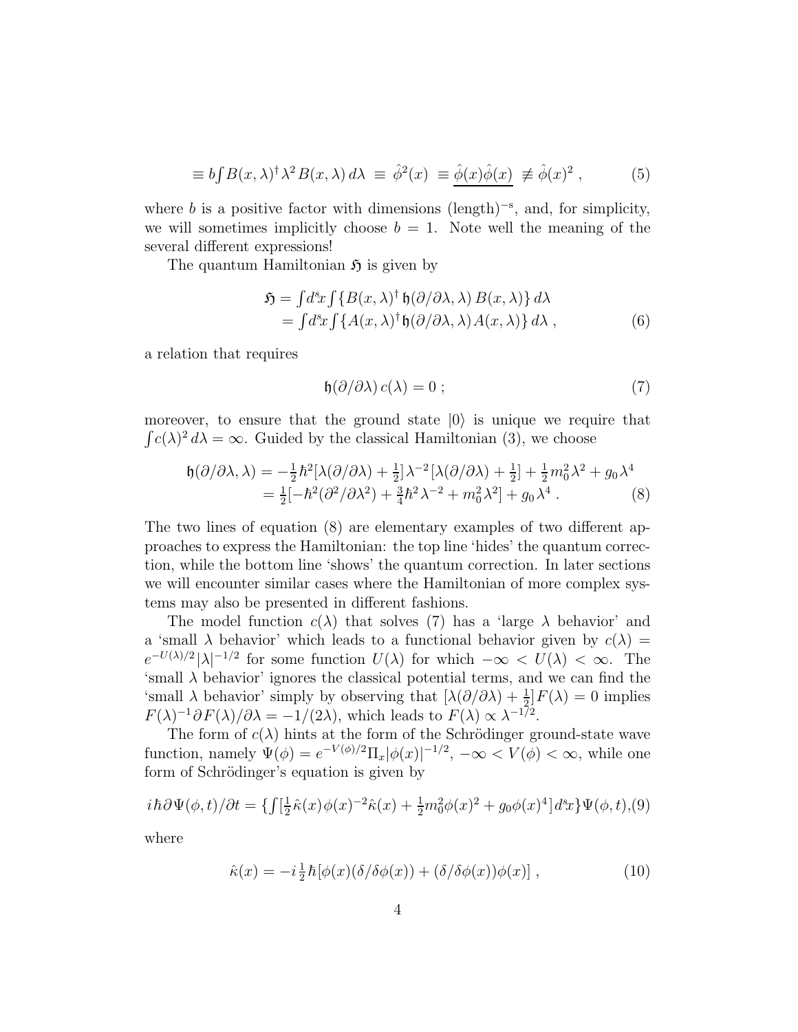$$\equiv b{\textstyle\int} B(x,\lambda)^\dagger \lambda^2 B(x,\lambda)\,d\lambda \;\equiv\; \hat{\phi}^2(x) \;\equiv \underline{\hat{\phi}(x)\hat{\phi}(x)} \;\not\equiv \hat{\phi}(x)^2\;, \tag{5}$$

where $b$ is a positive factor with dimensions (length)$^{-s}$, and, for simplicity, we will sometimes implicitly choose $b = 1$. Note well the meaning of the several different expressions!

The quantum Hamiltonian $\mathfrak{H}$ is given by

$$\begin{aligned}\mathfrak{H} &= {\textstyle\int} d^s\!x {\textstyle\int} \{B(x,\lambda)^\dagger\,\mathfrak{h}(\partial/\partial\lambda,\lambda)\,B(x,\lambda)\}\,d\lambda\\ &= {\textstyle\int} d^s\!x {\textstyle\int} \{A(x,\lambda)^\dagger\,\mathfrak{h}(\partial/\partial\lambda,\lambda)A(x,\lambda)\}\,d\lambda\;,\end{aligned} \tag{6}$$

a relation that requires

$$\mathfrak{h}(\partial/\partial\lambda)\,c(\lambda) = 0\;; \tag{7}$$

moreover, to ensure that the ground state $|0\rangle$ is unique we require that ${\textstyle\int} c(\lambda)^2\,d\lambda = \infty$. Guided by the classical Hamiltonian (3), we choose

$$\begin{aligned}\mathfrak{h}(\partial/\partial\lambda,\lambda) &= -\tfrac{1}{2}\hbar^2[\lambda(\partial/\partial\lambda) + \tfrac{1}{2}]\lambda^{-2}[\lambda(\partial/\partial\lambda)+\tfrac{1}{2}] + \tfrac{1}{2}m_0^2\lambda^2 + g_0\lambda^4\\ &= \tfrac{1}{2}[-\hbar^2(\partial^2/\partial\lambda^2) + \tfrac{3}{4}\hbar^2\lambda^{-2} + m_0^2\lambda^2] + g_0\lambda^4\;.\end{aligned} \tag{8}$$

The two lines of equation (8) are elementary examples of two different approaches to express the Hamiltonian: the top line 'hides' the quantum correction, while the bottom line 'shows' the quantum correction. In later sections we will encounter similar cases where the Hamiltonian of more complex systems may also be presented in different fashions.

The model function $c(\lambda)$ that solves (7) has a 'large $\lambda$ behavior' and a 'small $\lambda$ behavior' which leads to a functional behavior given by $c(\lambda) = e^{-U(\lambda)/2}|\lambda|^{-1/2}$ for some function $U(\lambda)$ for which $-\infty < U(\lambda) < \infty$. The 'small $\lambda$ behavior' ignores the classical potential terms, and we can find the 'small $\lambda$ behavior' simply by observing that $[\lambda(\partial/\partial\lambda) + \frac{1}{2}]F(\lambda) = 0$ implies $F(\lambda)^{-1}\partial F(\lambda)/\partial\lambda = -1/(2\lambda)$, which leads to $F(\lambda) \propto \lambda^{-1/2}$.

The form of $c(\lambda)$ hints at the form of the Schrödinger ground-state wave function, namely $\Psi(\phi) = e^{-V(\phi)/2}\Pi_x|\phi(x)|^{-1/2}$, $-\infty < V(\phi) < \infty$, while one form of Schrödinger's equation is given by

$$i\hbar\partial\Psi(\phi,t)/\partial t = \{{\textstyle\int}[\tfrac{1}{2}\hat{\kappa}(x)\phi(x)^{-2}\hat{\kappa}(x) + \tfrac{1}{2}m_0^2\phi(x)^2 + g_0\phi(x)^4]\,d^s\!x\}\Psi(\phi,t), \tag{9}$$

where

$$\hat{\kappa}(x) = -i\tfrac{1}{2}\hbar[\phi(x)(\delta/\delta\phi(x)) + (\delta/\delta\phi(x))\phi(x)]\;, \tag{10}$$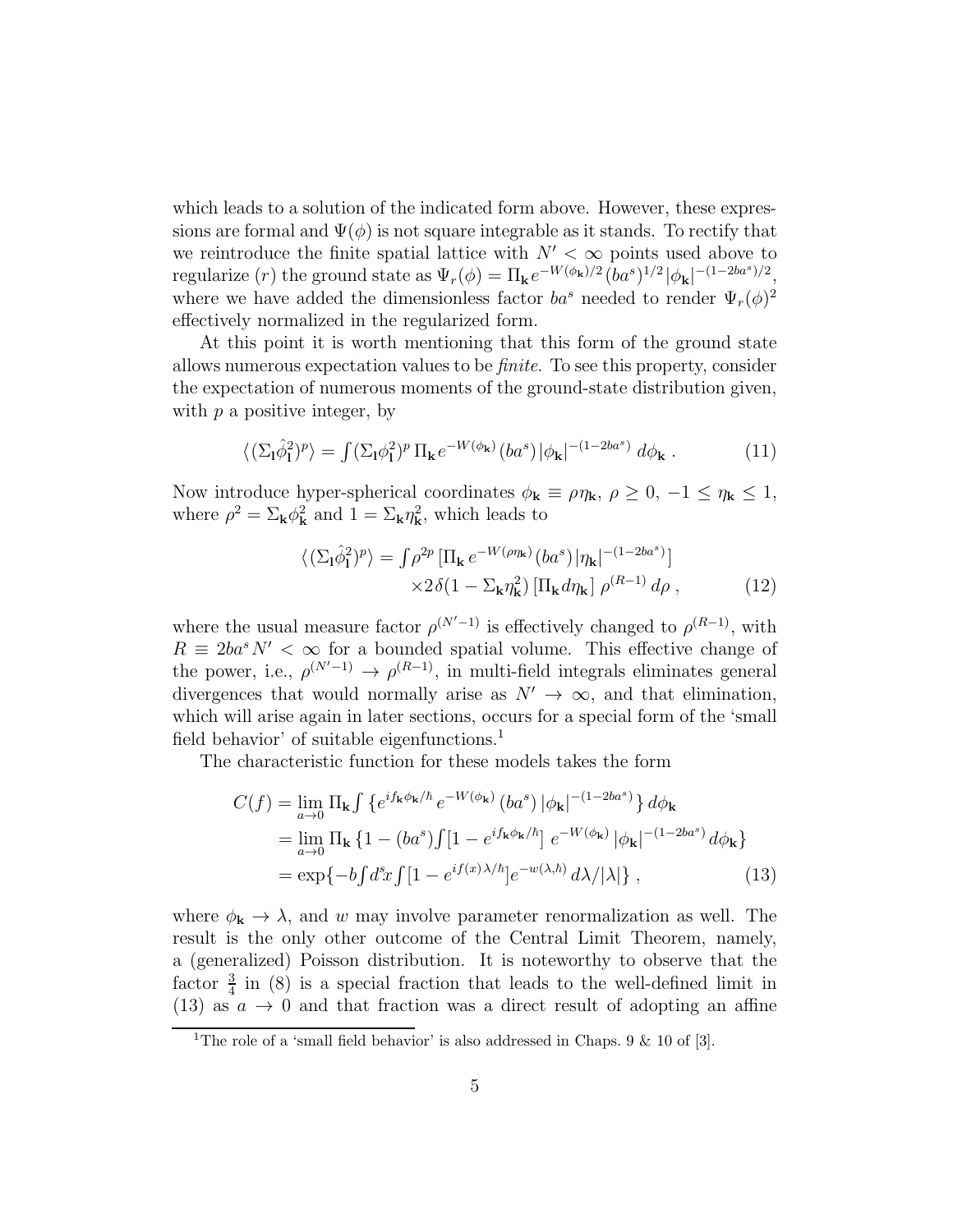which leads to a solution of the indicated form above. However, these expressions are formal and $\Psi(\phi)$ is not square integrable as it stands. To rectify that we reintroduce the finite spatial lattice with $N' < \infty$ points used above to regularize $(r)$ the ground state as $\Psi_r(\phi) = \Pi_{\mathbf{k}} e^{-W(\phi_{\mathbf{k}})/2} (ba^s)^{1/2} |\phi_{\mathbf{k}}|^{-(1-2ba^s)/2}$, where we have added the dimensionless factor $ba^s$ needed to render $\Psi_r(\phi)^2$ effectively normalized in the regularized form.

At this point it is worth mentioning that this form of the ground state allows numerous expectation values to be *finite*. To see this property, consider the expectation of numerous moments of the ground-state distribution given, with $p$ a positive integer, by

$$\langle (\Sigma_{\mathbf{l}} \hat{\phi}_{\mathbf{l}}^2)^p \rangle = \textstyle\int (\Sigma_{\mathbf{l}} \phi_{\mathbf{l}}^2)^p \, \Pi_{\mathbf{k}} e^{-W(\phi_{\mathbf{k}})} (ba^s) |\phi_{\mathbf{k}}|^{-(1-2ba^s)} \, d\phi_{\mathbf{k}} \; . \tag{11}$$

Now introduce hyper-spherical coordinates $\phi_{\mathbf{k}} \equiv \rho \eta_{\mathbf{k}}$, $\rho \geq 0$, $-1 \leq \eta_{\mathbf{k}} \leq 1$, where $\rho^2 = \Sigma_{\mathbf{k}} \phi_{\mathbf{k}}^2$ and $1 = \Sigma_{\mathbf{k}} \eta_{\mathbf{k}}^2$, which leads to

$$\begin{aligned} \langle (\Sigma_{\mathbf{l}} \hat{\phi}_{\mathbf{l}}^2)^p \rangle = \textstyle\int \rho^{2p} \, [\Pi_{\mathbf{k}} \, e^{-W(\rho \eta_{\mathbf{k}})} (ba^s) |\eta_{\mathbf{k}}|^{-(1-2ba^s)}] \\ \times 2 \, \delta(1 - \Sigma_{\mathbf{k}} \eta_{\mathbf{k}}^2) \, [\Pi_{\mathbf{k}} d\eta_{\mathbf{k}}] \; \rho^{(R-1)} \, d\rho \; , \end{aligned} \tag{12}$$

where the usual measure factor $\rho^{(N'-1)}$ is effectively changed to $\rho^{(R-1)}$, with $R \equiv 2ba^s N' < \infty$ for a bounded spatial volume. This effective change of the power, i.e., $\rho^{(N'-1)} \to \rho^{(R-1)}$, in multi-field integrals eliminates general divergences that would normally arise as $N' \to \infty$, and that elimination, which will arise again in later sections, occurs for a special form of the 'small field behavior' of suitable eigenfunctions.[1]

The characteristic function for these models takes the form

$$\begin{aligned} C(f) &= \lim_{a \to 0} \Pi_{\mathbf{k}} \textstyle\int \{ e^{i f_{\mathbf{k}} \phi_{\mathbf{k}} / \hbar} \, e^{-W(\phi_{\mathbf{k}})} \, (ba^s) \, |\phi_{\mathbf{k}}|^{-(1-2ba^s)} \} \, d\phi_{\mathbf{k}} \\ &= \lim_{a \to 0} \Pi_{\mathbf{k}} \, \{ 1 - (ba^s) \textstyle\int [1 - e^{i f_{\mathbf{k}} \phi_{\mathbf{k}} / \hbar}] \; e^{-W(\phi_{\mathbf{k}})} \, |\phi_{\mathbf{k}}|^{-(1-2ba^s)} \, d\phi_{\mathbf{k}} \} \\ &= \exp\{ -b \textstyle\int d^s x \textstyle\int [1 - e^{i f(x) \lambda / \hbar}] e^{-w(\lambda, \hbar)} \, d\lambda / |\lambda| \} \; , \end{aligned} \tag{13}$$

where $\phi_{\mathbf{k}} \to \lambda$, and $w$ may involve parameter renormalization as well. The result is the only other outcome of the Central Limit Theorem, namely, a (generalized) Poisson distribution. It is noteworthy to observe that the factor $\frac{3}{4}$ in (8) is a special fraction that leads to the well-defined limit in (13) as $a \to 0$ and that fraction was a direct result of adopting an affine

[1] The role of a 'small field behavior' is also addressed in Chaps. 9 & 10 of [3].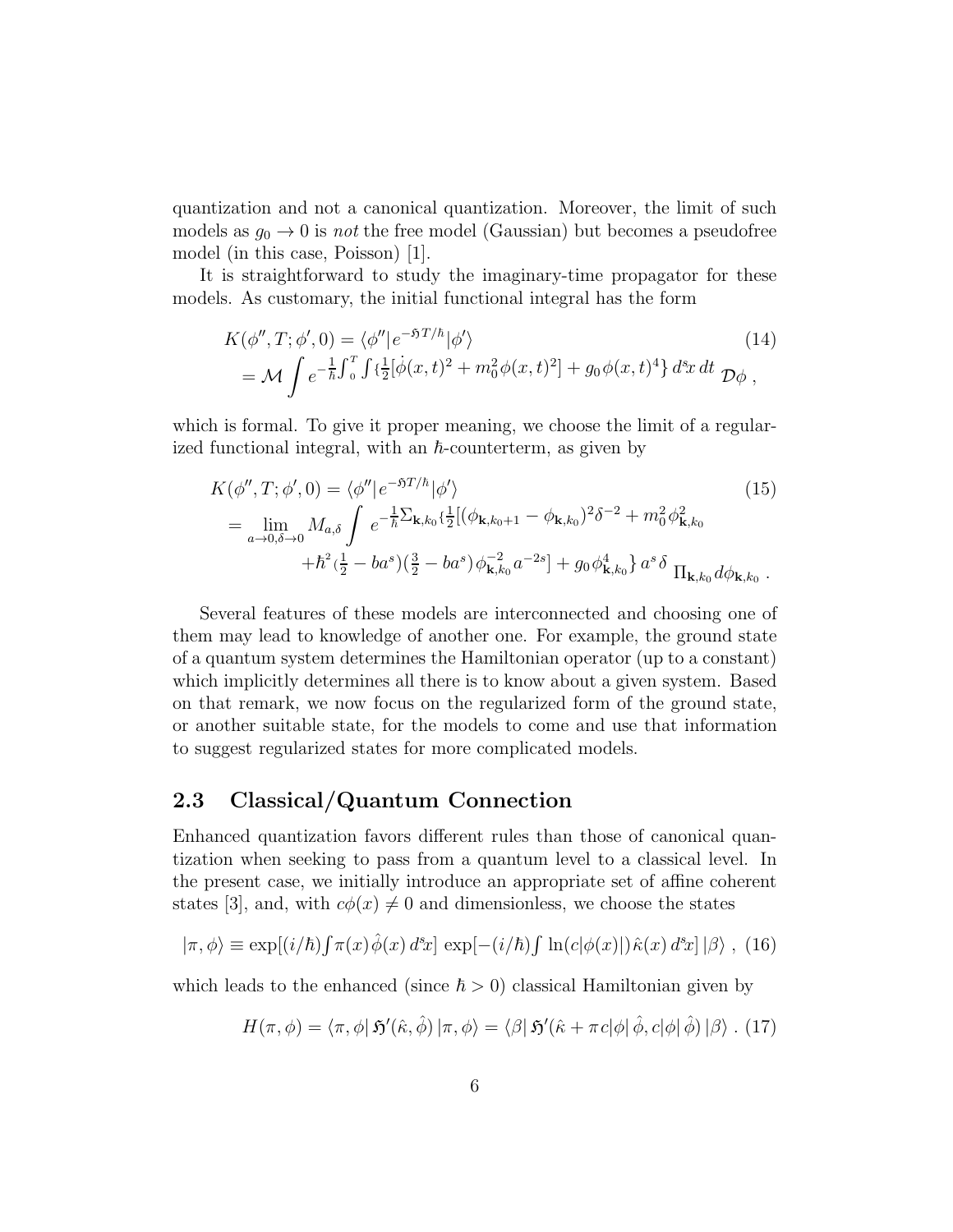quantization and not a canonical quantization. Moreover, the limit of such models as $g_0 \to 0$ is *not* the free model (Gaussian) but becomes a pseudofree model (in this case, Poisson) [1].

It is straightforward to study the imaginary-time propagator for these models. As customary, the initial functional integral has the form

$$
\begin{aligned}
K(\phi'', T; \phi', 0) &= \langle \phi'' | e^{-\mathfrak{H} T/\hbar} | \phi' \rangle \qquad (14)\\
&= \mathcal{M} \int e^{-\frac{1}{\hbar}\int_0^T \int \{\frac{1}{2}[\dot{\phi}(x,t)^2 + m_0^2 \phi(x,t)^2] + g_0 \phi(x,t)^4\}\, d^s\!x\, dt}\, \mathcal{D}\phi \,,
\end{aligned}
$$

which is formal. To give it proper meaning, we choose the limit of a regularized functional integral, with an $\hbar$-counterterm, as given by

$$
\begin{aligned}
K(\phi'', T; \phi', 0) &= \langle \phi'' | e^{-\mathfrak{H} T/\hbar} | \phi' \rangle \qquad (15)\\
&= \lim_{a \to 0, \delta \to 0} M_{a,\delta} \int e^{-\frac{1}{\hbar}\Sigma_{\mathbf{k},k_0}\{\frac{1}{2}[(\phi_{\mathbf{k},k_0+1} - \phi_{\mathbf{k},k_0})^2 \delta^{-2} + m_0^2 \phi_{\mathbf{k},k_0}^2} \\
&\qquad {}^{+\hbar^2(\frac{1}{2} - ba^s)(\frac{3}{2} - ba^s)\,\phi_{\mathbf{k},k_0}^{-2} a^{-2s}] + g_0 \phi_{\mathbf{k},k_0}^4\}\, a^s \delta}\; \Pi_{\mathbf{k},k_0} d\phi_{\mathbf{k},k_0} \,.
\end{aligned}
$$

Several features of these models are interconnected and choosing one of them may lead to knowledge of another one. For example, the ground state of a quantum system determines the Hamiltonian operator (up to a constant) which implicitly determines all there is to know about a given system. Based on that remark, we now focus on the regularized form of the ground state, or another suitable state, for the models to come and use that information to suggest regularized states for more complicated models.

## 2.3 Classical/Quantum Connection

Enhanced quantization favors different rules than those of canonical quantization when seeking to pass from a quantum level to a classical level. In the present case, we initially introduce an appropriate set of affine coherent states [3], and, with $c\phi(x) \neq 0$ and dimensionless, we choose the states

$$
|\pi, \phi\rangle \equiv \exp[(i/\hbar)\textstyle\int \pi(x)\,\hat{\phi}(x)\, d^s\!x]\, \exp[-(i/\hbar)\textstyle\int \ln(c|\phi(x)|)\,\hat{\kappa}(x)\, d^s\!x]\, |\beta\rangle \,, \quad (16)
$$

which leads to the enhanced (since $\hbar > 0$) classical Hamiltonian given by

$$
H(\pi, \phi) = \langle \pi, \phi |\, \mathfrak{H}'(\hat{\kappa}, \hat{\phi})\, | \pi, \phi \rangle = \langle \beta |\, \mathfrak{H}'(\hat{\kappa} + \pi\, c|\phi|\, \hat{\phi}, c|\phi|\, \hat{\phi})\, |\beta\rangle \,. \quad (17)
$$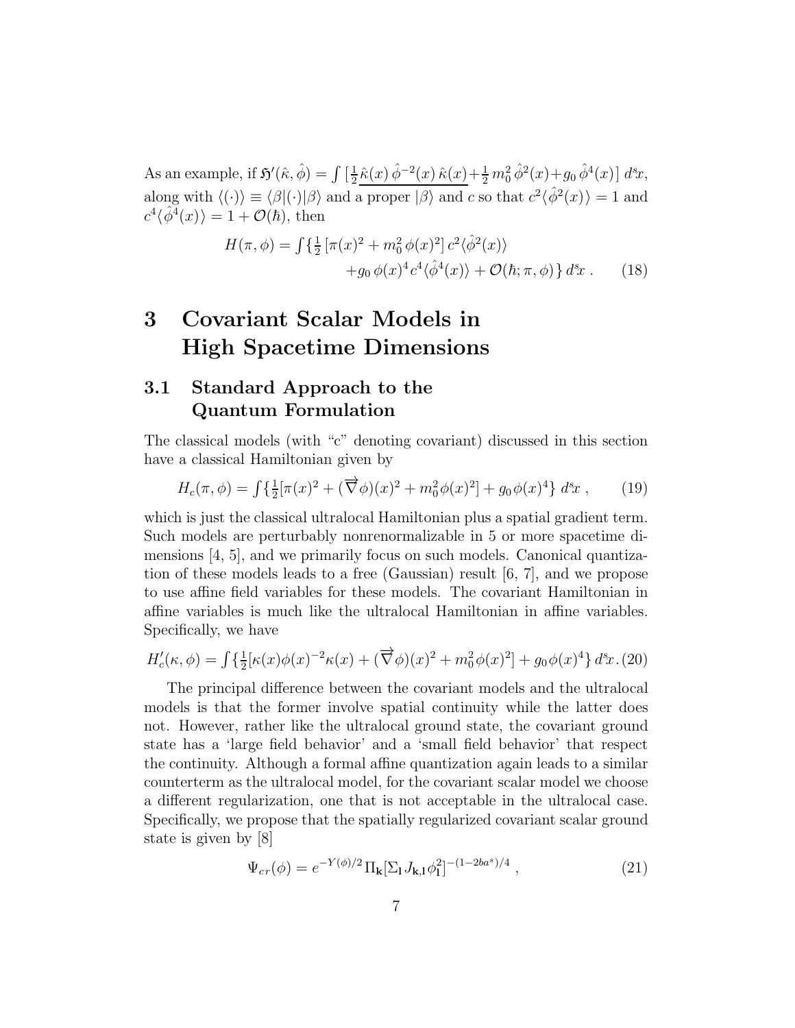As an example, if $\mathfrak{H}'(\hat{\kappa},\hat{\phi}) = \int [\frac{1}{2}\underline{\hat{\kappa}(x)\,\hat{\phi}^{-2}(x)\,\hat{\kappa}(x)} + \frac{1}{2}\,m_0^2\,\hat{\phi}^2(x) + g_0\,\hat{\phi}^4(x)]\,d^s\!x$, along with $\langle(\cdot)\rangle \equiv \langle\beta|(\cdot)|\beta\rangle$ and a proper $|\beta\rangle$ and $c$ so that $c^2\langle\hat{\phi}^2(x)\rangle = 1$ and $c^4\langle\hat{\phi}^4(x)\rangle = 1 + \mathcal{O}(\hbar)$, then

$$
\begin{aligned}
H(\pi,\phi) = \textstyle\int \{ \frac{1}{2}\,[\pi(x)^2 + m_0^2\,\phi(x)^2]\,c^2\langle\hat{\phi}^2(x)\rangle \\
+ g_0\,\phi(x)^4\,c^4\langle\hat{\phi}^4(x)\rangle + \mathcal{O}(\hbar;\pi,\phi)\}\,d^s\!x\,. \qquad (18)
\end{aligned}
$$

# 3 Covariant Scalar Models in High Spacetime Dimensions

## 3.1 Standard Approach to the Quantum Formulation

The classical models (with "c" denoting covariant) discussed in this section have a classical Hamiltonian given by

$$
H_c(\pi,\phi) = \textstyle\int \{ \frac{1}{2}[\pi(x)^2 + (\overrightarrow{\nabla}\phi)(x)^2 + m_0^2\phi(x)^2] + g_0\,\phi(x)^4 \}\,d^s\!x\;, \qquad (19)
$$

which is just the classical ultralocal Hamiltonian plus a spatial gradient term. Such models are perturbably nonrenormalizable in 5 or more spacetime dimensions [4, 5], and we primarily focus on such models. Canonical quantization of these models leads to a free (Gaussian) result [6, 7], and we propose to use affine field variables for these models. The covariant Hamiltonian in affine variables is much like the ultralocal Hamiltonian in affine variables. Specifically, we have

$$
H'_c(\kappa,\phi) = \textstyle\int \{ \frac{1}{2}[\kappa(x)\phi(x)^{-2}\kappa(x) + (\overrightarrow{\nabla}\phi)(x)^2 + m_0^2\phi(x)^2] + g_0\phi(x)^4 \}\,d^s\!x\,. \qquad (20)
$$

The principal difference between the covariant models and the ultralocal models is that the former involve spatial continuity while the latter does not. However, rather like the ultralocal ground state, the covariant ground state has a 'large field behavior' and a 'small field behavior' that respect the continuity. Although a formal affine quantization again leads to a similar counterterm as the ultralocal model, for the covariant scalar model we choose a different regularization, one that is not acceptable in the ultralocal case. Specifically, we propose that the spatially regularized covariant scalar ground state is given by [8]

$$
\Psi_{cr}(\phi) = e^{-Y(\phi)/2}\,\Pi_{\mathbf{k}}[\Sigma_{\mathbf{l}}\,J_{\mathbf{k},\mathbf{l}}\,\phi_{\mathbf{l}}^2]^{-(1-2ba^s)/4}\;, \qquad (21)
$$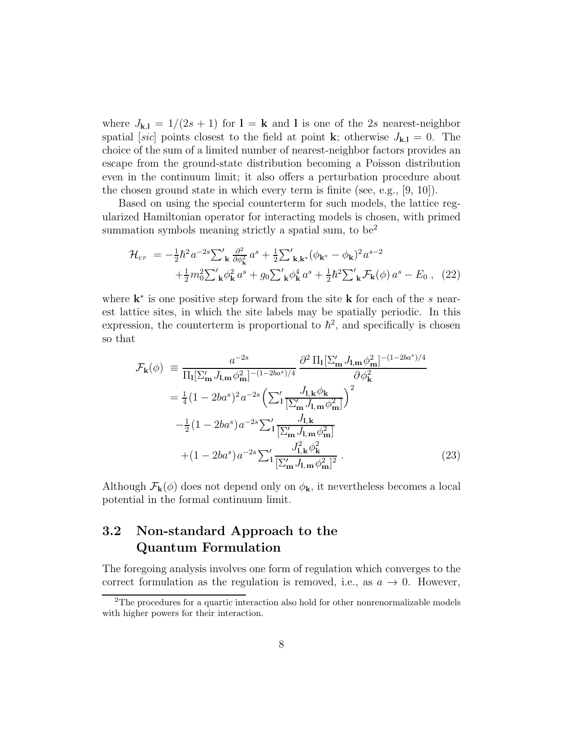where $J_{\mathbf{k},\mathbf{l}} = 1/(2s+1)$ for $\mathbf{l} = \mathbf{k}$ and $\mathbf{l}$ is one of the $2s$ nearest-neighbor spatial [*sic*] points closest to the field at point $\mathbf{k}$; otherwise $J_{\mathbf{k},\mathbf{l}} = 0$. The choice of the sum of a limited number of nearest-neighbor factors provides an escape from the ground-state distribution becoming a Poisson distribution even in the continuum limit; it also offers a perturbation procedure about the chosen ground state in which every term is finite (see, e.g., [9, 10]).

Based on using the special counterterm for such models, the lattice regularized Hamiltonian operator for interacting models is chosen, with primed summation symbols meaning strictly a spatial sum, to be[2]

$$
\begin{aligned}
\mathcal{H}_{cr} \;&= -\tfrac{1}{2}\hbar^2 a^{-2s} {\textstyle\sum'_{\mathbf{k}}} \frac{\partial^2}{\partial \phi_{\mathbf{k}}^2}\, a^s + \tfrac{1}{2} {\textstyle\sum'_{\mathbf{k},\mathbf{k}^*}} (\phi_{\mathbf{k}^*} - \phi_{\mathbf{k}})^2 a^{s-2} \\
&\quad + \tfrac{1}{2} m_0^2 {\textstyle\sum'_{\mathbf{k}}} \phi_{\mathbf{k}}^2\, a^s + g_0 {\textstyle\sum'_{\mathbf{k}}} \phi_{\mathbf{k}}^4\, a^s + \tfrac{1}{2}\hbar^2 {\textstyle\sum'_{\mathbf{k}}} \mathcal{F}_{\mathbf{k}}(\phi)\, a^s - E_0\,, \quad (22)
\end{aligned}
$$

where $\mathbf{k}^*$ is one positive step forward from the site $\mathbf{k}$ for each of the $s$ nearest lattice sites, in which the site labels may be spatially periodic. In this expression, the counterterm is proportional to $\hbar^2$, and specifically is chosen so that

$$
\begin{aligned}
\mathcal{F}_{\mathbf{k}}(\phi) \;&\equiv \frac{a^{-2s}}{\Pi_{\mathbf{l}}[\Sigma'_{\mathbf{m}} J_{\mathbf{l},\mathbf{m}} \phi_{\mathbf{m}}^2]^{-(1-2ba^s)/4}} \, \frac{\partial^2\, \Pi_{\mathbf{l}}[\Sigma'_{\mathbf{m}} J_{\mathbf{l},\mathbf{m}} \phi_{\mathbf{m}}^2]^{-(1-2ba^s)/4}}{\partial \phi_{\mathbf{k}}^2} \\
&= \tfrac{1}{4}(1-2ba^s)^2 a^{-2s} \Big( {\textstyle\sum'_{\mathbf{l}}} \frac{J_{\mathbf{l},\mathbf{k}}\, \phi_{\mathbf{k}}}{[\Sigma'_{\mathbf{m}} J_{\mathbf{l},\mathbf{m}} \phi_{\mathbf{m}}^2]} \Big)^2 \\
&\quad - \tfrac{1}{2}(1-2ba^s)\, a^{-2s} {\textstyle\sum'_{\mathbf{l}}} \frac{J_{\mathbf{l},\mathbf{k}}}{[\Sigma'_{\mathbf{m}} J_{\mathbf{l},\mathbf{m}} \phi_{\mathbf{m}}^2]} \\
&\quad\quad + (1-2ba^s)\, a^{-2s} {\textstyle\sum'_{\mathbf{l}}} \frac{J_{\mathbf{l},\mathbf{k}}^2\, \phi_{\mathbf{k}}^2}{[\Sigma'_{\mathbf{m}} J_{\mathbf{l},\mathbf{m}} \phi_{\mathbf{m}}^2]^2}\;. \quad (23)
\end{aligned}
$$

Although $\mathcal{F}_{\mathbf{k}}(\phi)$ does not depend only on $\phi_{\mathbf{k}}$, it nevertheless becomes a local potential in the formal continuum limit.

### 3.2 Non-standard Approach to the Quantum Formulation

The foregoing analysis involves one form of regulation which converges to the correct formulation as the regulation is removed, i.e., as $a \to 0$. However,

[2] The procedures for a quartic interaction also hold for other nonrenormalizable models with higher powers for their interaction.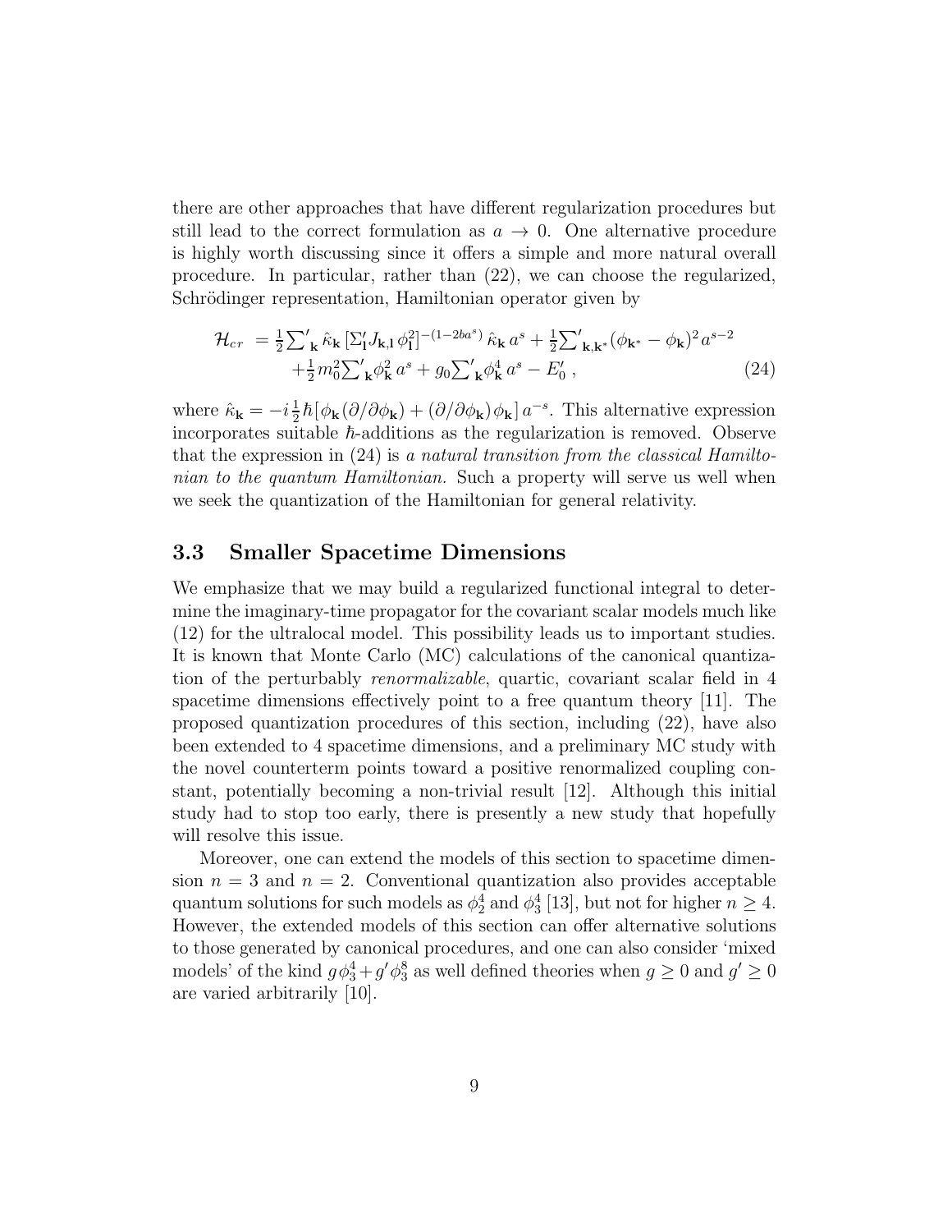there are other approaches that have different regularization procedures but still lead to the correct formulation as $a \to 0$. One alternative procedure is highly worth discussing since it offers a simple and more natural overall procedure. In particular, rather than (22), we can choose the regularized, Schrödinger representation, Hamiltonian operator given by

$$
\begin{aligned}
\mathcal{H}_{cr} \;&= \tfrac{1}{2}{\textstyle\sum'_{\mathbf{k}}}\, \hat{\kappa}_{\mathbf{k}}\, [\Sigma'_{\mathbf{l}} J_{\mathbf{k},\mathbf{l}}\, \phi_{\mathbf{l}}^2]^{-(1-2ba^s)}\, \hat{\kappa}_{\mathbf{k}}\, a^s + \tfrac{1}{2}{\textstyle\sum'_{\mathbf{k},\mathbf{k}^*}} (\phi_{\mathbf{k}^*} - \phi_{\mathbf{k}})^2\, a^{s-2} \\
&\quad + \tfrac{1}{2} m_0^2 {\textstyle\sum'_{\mathbf{k}}} \phi_{\mathbf{k}}^2\, a^s + g_0 {\textstyle\sum'_{\mathbf{k}}} \phi_{\mathbf{k}}^4\, a^s - E'_0\,,
\end{aligned} \tag{24}
$$

where $\hat{\kappa}_{\mathbf{k}} = -i\frac{1}{2}\hbar[\phi_{\mathbf{k}}(\partial/\partial\phi_{\mathbf{k}}) + (\partial/\partial\phi_{\mathbf{k}})\phi_{\mathbf{k}}]\, a^{-s}$. This alternative expression incorporates suitable $\hbar$-additions as the regularization is removed. Observe that the expression in (24) is *a natural transition from the classical Hamiltonian to the quantum Hamiltonian.* Such a property will serve us well when we seek the quantization of the Hamiltonian for general relativity.

### 3.3 Smaller Spacetime Dimensions

We emphasize that we may build a regularized functional integral to determine the imaginary-time propagator for the covariant scalar models much like (12) for the ultralocal model. This possibility leads us to important studies. It is known that Monte Carlo (MC) calculations of the canonical quantization of the perturbably *renormalizable*, quartic, covariant scalar field in 4 spacetime dimensions effectively point to a free quantum theory [11]. The proposed quantization procedures of this section, including (22), have also been extended to 4 spacetime dimensions, and a preliminary MC study with the novel counterterm points toward a positive renormalized coupling constant, potentially becoming a non-trivial result [12]. Although this initial study had to stop too early, there is presently a new study that hopefully will resolve this issue.

Moreover, one can extend the models of this section to spacetime dimension $n = 3$ and $n = 2$. Conventional quantization also provides acceptable quantum solutions for such models as $\phi_2^4$ and $\phi_3^4$ [13], but not for higher $n \geq 4$. However, the extended models of this section can offer alternative solutions to those generated by canonical procedures, and one can also consider 'mixed models' of the kind $g\phi_3^4 + g'\phi_3^8$ as well defined theories when $g \geq 0$ and $g' \geq 0$ are varied arbitrarily [10].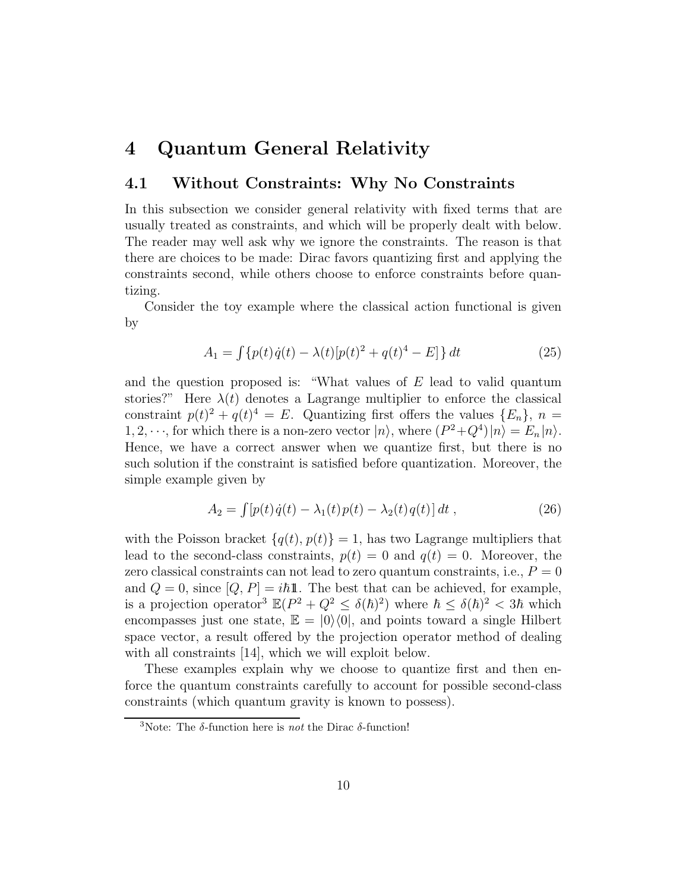# 4 Quantum General Relativity

## 4.1 Without Constraints: Why No Constraints

In this subsection we consider general relativity with fixed terms that are usually treated as constraints, and which will be properly dealt with below. The reader may well ask why we ignore the constraints. The reason is that there are choices to be made: Dirac favors quantizing first and applying the constraints second, while others choose to enforce constraints before quantizing.

Consider the toy example where the classical action functional is given by

$$A_1 = \textstyle\int \{p(t)\dot{q}(t) - \lambda(t)[p(t)^2 + q(t)^4 - E]\}\, dt \tag{25}$$

and the question proposed is: "What values of $E$ lead to valid quantum stories?" Here $\lambda(t)$ denotes a Lagrange multiplier to enforce the classical constraint $p(t)^2 + q(t)^4 = E$. Quantizing first offers the values $\{E_n\}$, $n = 1, 2, \cdots$, for which there is a non-zero vector $|n\rangle$, where $(P^2+Q^4)|n\rangle = E_n|n\rangle$. Hence, we have a correct answer when we quantize first, but there is no such solution if the constraint is satisfied before quantization. Moreover, the simple example given by

$$A_2 = \textstyle\int [p(t)\dot{q}(t) - \lambda_1(t)p(t) - \lambda_2(t)q(t)]\, dt\ , \tag{26}$$

with the Poisson bracket $\{q(t), p(t)\} = 1$, has two Lagrange multipliers that lead to the second-class constraints, $p(t) = 0$ and $q(t) = 0$. Moreover, the zero classical constraints can not lead to zero quantum constraints, i.e., $P = 0$ and $Q = 0$, since $[Q, P] = i\hbar 1\!\!1$. The best that can be achieved, for example, is a projection operator[3] $\mathbb{E}(P^2 + Q^2 \le \delta(\hbar)^2)$ where $\hbar \le \delta(\hbar)^2 < 3\hbar$ which encompasses just one state, $\mathbb{E} = |0\rangle\langle 0|$, and points toward a single Hilbert space vector, a result offered by the projection operator method of dealing with all constraints [14], which we will exploit below.

These examples explain why we choose to quantize first and then enforce the quantum constraints carefully to account for possible second-class constraints (which quantum gravity is known to possess).

[3] Note: The $\delta$-function here is *not* the Dirac $\delta$-function!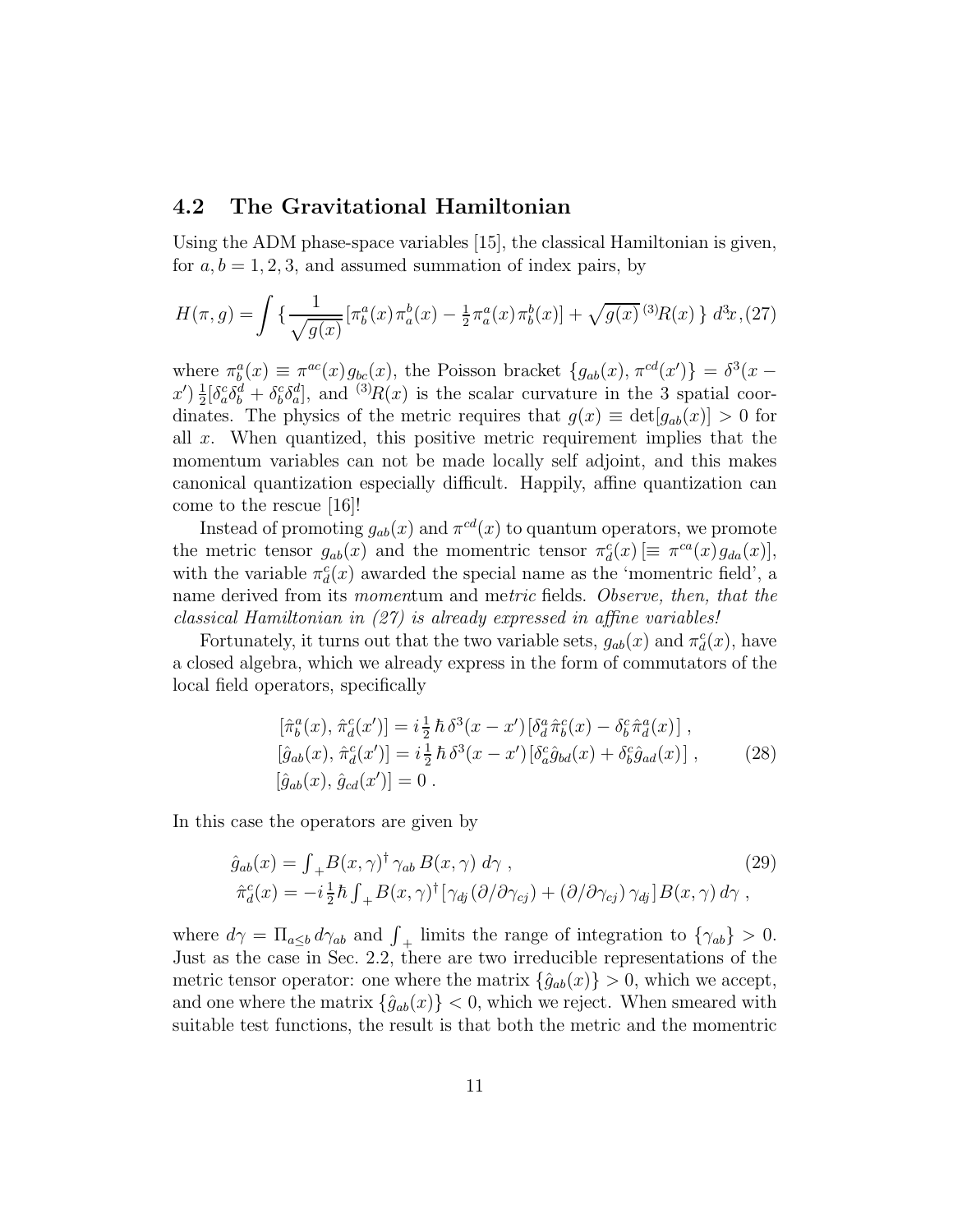### 4.2 The Gravitational Hamiltonian

Using the ADM phase-space variables [15], the classical Hamiltonian is given, for $a, b = 1, 2, 3$, and assumed summation of index pairs, by

$$H(\pi, g) = \int \{ \frac{1}{\sqrt{g(x)}} [\pi^a_b(x)\pi^b_a(x) - \tfrac{1}{2}\pi^a_a(x)\pi^b_b(x)] + \sqrt{g(x)}\,{}^{(3)}\!R(x) \}\, d^3\!x, \tag{27}$$

where $\pi^a_b(x) \equiv \pi^{ac}(x)g_{bc}(x)$, the Poisson bracket $\{g_{ab}(x), \pi^{cd}(x')\} = \delta^3(x - x')\,\frac{1}{2}[\delta^c_a\delta^d_b + \delta^c_b\delta^d_a]$, and ${}^{(3)}\!R(x)$ is the scalar curvature in the 3 spatial coordinates. The physics of the metric requires that $g(x) \equiv \det[g_{ab}(x)] > 0$ for all $x$. When quantized, this positive metric requirement implies that the momentum variables can not be made locally self adjoint, and this makes canonical quantization especially difficult. Happily, affine quantization can come to the rescue [16]!

Instead of promoting $g_{ab}(x)$ and $\pi^{cd}(x)$ to quantum operators, we promote the metric tensor $g_{ab}(x)$ and the momentric tensor $\pi^c_d(x)\,[\equiv \pi^{ca}(x)\,g_{da}(x)]$, with the variable $\pi^c_d(x)$ awarded the special name as the 'momentric field', a name derived from its *moment*um and me*tric* fields. *Observe, then, that the classical Hamiltonian in (27) is already expressed in affine variables!*

Fortunately, it turns out that the two variable sets, $g_{ab}(x)$ and $\pi^c_d(x)$, have a closed algebra, which we already express in the form of commutators of the local field operators, specifically

$$\begin{aligned}
&[\hat{\pi}^a_b(x), \hat{\pi}^c_d(x')] = i\tfrac{1}{2}\,\hbar\,\delta^3(x - x')\,[\delta^a_d\,\hat{\pi}^c_b(x) - \delta^c_b\,\hat{\pi}^a_d(x)]\,,\\
&[\hat{g}_{ab}(x), \hat{\pi}^c_d(x')] = i\tfrac{1}{2}\,\hbar\,\delta^3(x - x')\,[\delta^c_a\,\hat{g}_{bd}(x) + \delta^c_b\,\hat{g}_{ad}(x)]\,,\\
&[\hat{g}_{ab}(x), \hat{g}_{cd}(x')] = 0\,.
\end{aligned} \tag{28}$$

In this case the operators are given by

$$\begin{aligned}
\hat{g}_{ab}(x) &= \textstyle\int_+ B(x,\gamma)^\dagger\,\gamma_{ab}\,B(x,\gamma)\;d\gamma\,,\\
\hat{\pi}^c_d(x) &= -i\tfrac{1}{2}\hbar \textstyle\int_+ B(x,\gamma)^\dagger\,[\gamma_{dj}\,(\partial/\partial\gamma_{cj}) + (\partial/\partial\gamma_{cj})\,\gamma_{dj}]\,B(x,\gamma)\,d\gamma\,,
\end{aligned} \tag{29}$$

where $d\gamma = \Pi_{a\le b}\,d\gamma_{ab}$ and $\int_+$ limits the range of integration to $\{\gamma_{ab}\} > 0$. Just as the case in Sec. 2.2, there are two irreducible representations of the metric tensor operator: one where the matrix $\{\hat{g}_{ab}(x)\} > 0$, which we accept, and one where the matrix $\{\hat{g}_{ab}(x)\} < 0$, which we reject. When smeared with suitable test functions, the result is that both the metric and the momentric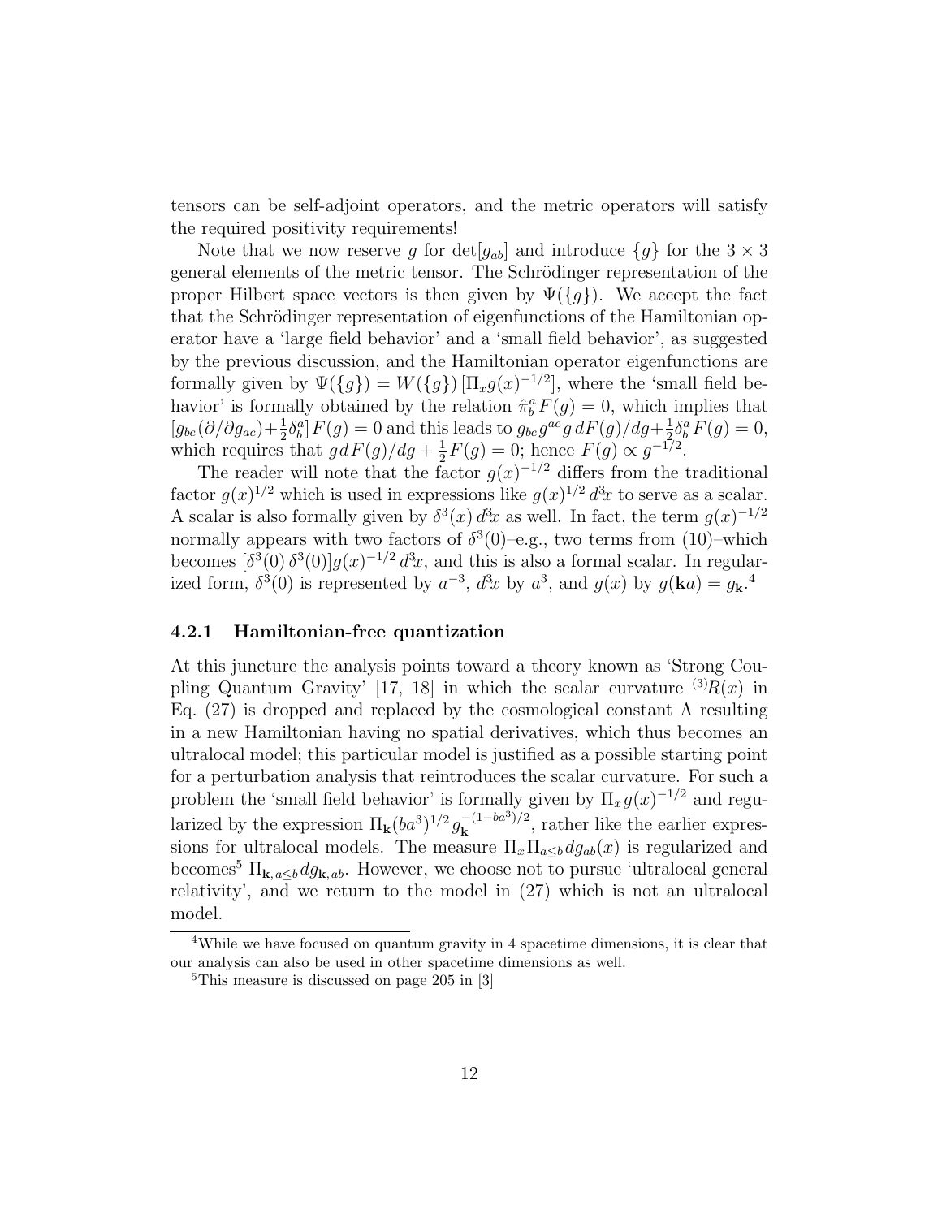tensors can be self-adjoint operators, and the metric operators will satisfy the required positivity requirements!

Note that we now reserve $g$ for $\det[g_{ab}]$ and introduce $\{g\}$ for the $3\times 3$ general elements of the metric tensor. The Schrödinger representation of the proper Hilbert space vectors is then given by $\Psi(\{g\})$. We accept the fact that the Schrödinger representation of eigenfunctions of the Hamiltonian operator have a 'large field behavior' and a 'small field behavior', as suggested by the previous discussion, and the Hamiltonian operator eigenfunctions are formally given by $\Psi(\{g\}) = W(\{g\})\,[\Pi_x g(x)^{-1/2}]$, where the 'small field behavior' is formally obtained by the relation $\hat{\pi}^a_b F(g) = 0$, which implies that $[g_{bc}(\partial/\partial g_{ac}) + \frac{1}{2}\delta^a_b]F(g) = 0$ and this leads to $g_{bc}\,g^{ac}\,g\,dF(g)/dg + \frac{1}{2}\delta^a_b F(g) = 0$, which requires that $g\,dF(g)/dg + \frac{1}{2}F(g) = 0$; hence $F(g) \propto g^{-1/2}$.

The reader will note that the factor $g(x)^{-1/2}$ differs from the traditional factor $g(x)^{1/2}$ which is used in expressions like $g(x)^{1/2}\,d^3x$ to serve as a scalar. A scalar is also formally given by $\delta^3(x)\,d^3x$ as well. In fact, the term $g(x)^{-1/2}$ normally appears with two factors of $\delta^3(0)$–e.g., two terms from (10)–which becomes $[\delta^3(0)\,\delta^3(0)]g(x)^{-1/2}\,d^3x$, and this is also a formal scalar. In regularized form, $\delta^3(0)$ is represented by $a^{-3}$, $d^3x$ by $a^3$, and $g(x)$ by $g(\mathbf{k}a) = g_{\mathbf{k}}$.[4]

### 4.2.1 Hamiltonian-free quantization

At this juncture the analysis points toward a theory known as 'Strong Coupling Quantum Gravity' [17, 18] in which the scalar curvature ${}^{(3)}R(x)$ in Eq. (27) is dropped and replaced by the cosmological constant $\Lambda$ resulting in a new Hamiltonian having no spatial derivatives, which thus becomes an ultralocal model; this particular model is justified as a possible starting point for a perturbation analysis that reintroduces the scalar curvature. For such a problem the 'small field behavior' is formally given by $\Pi_x\,g(x)^{-1/2}$ and regularized by the expression $\Pi_{\mathbf{k}}(ba^3)^{1/2}\,g_{\mathbf{k}}^{-(1-ba^3)/2}$, rather like the earlier expressions for ultralocal models. The measure $\Pi_x\Pi_{a\le b}\,dg_{ab}(x)$ is regularized and becomes[5] $\Pi_{\mathbf{k},a\le b}\,dg_{\mathbf{k},ab}$. However, we choose not to pursue 'ultralocal general relativity', and we return to the model in (27) which is not an ultralocal model.

[4]While we have focused on quantum gravity in 4 spacetime dimensions, it is clear that our analysis can also be used in other spacetime dimensions as well.

[5]This measure is discussed on page 205 in [3]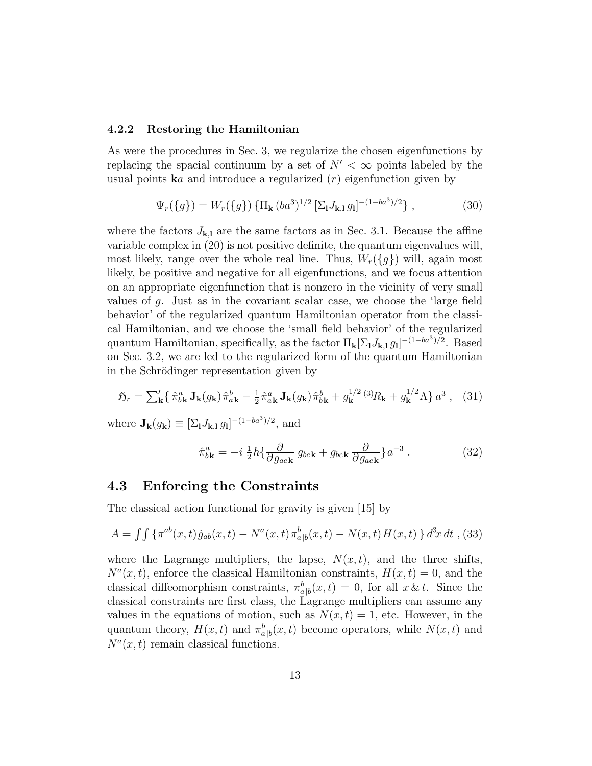### 4.2.2 Restoring the Hamiltonian

As were the procedures in Sec. 3, we regularize the chosen eigenfunctions by replacing the spacial continuum by a set of $N' < \infty$ points labeled by the usual points $\mathbf{k}a$ and introduce a regularized ($r$) eigenfunction given by

$$\Psi_r(\{g\}) = W_r(\{g\})\,\{\Pi_{\mathbf{k}}\,(ba^3)^{1/2}\,[\Sigma_{\mathbf{l}} J_{\mathbf{k},\mathbf{l}}\, g_{\mathbf{l}}]^{-(1-ba^3)/2}\}\;, \tag{30}$$

where the factors $J_{\mathbf{k},\mathbf{l}}$ are the same factors as in Sec. 3.1. Because the affine variable complex in (20) is not positive definite, the quantum eigenvalues will, most likely, range over the whole real line. Thus, $W_r(\{g\})$ will, again most likely, be positive and negative for all eigenfunctions, and we focus attention on an appropriate eigenfunction that is nonzero in the vicinity of very small values of $g$. Just as in the covariant scalar case, we choose the 'large field behavior' of the regularized quantum Hamiltonian operator from the classical Hamiltonian, and we choose the 'small field behavior' of the regularized quantum Hamiltonian, specifically, as the factor $\Pi_{\mathbf{k}}[\Sigma_{\mathbf{l}} J_{\mathbf{k},\mathbf{l}}\, g_{\mathbf{l}}]^{-(1-ba^3)/2}$. Based on Sec. 3.2, we are led to the regularized form of the quantum Hamiltonian in the Schrödinger representation given by

$$\mathfrak{H}_r = {\textstyle\sum'_{\mathbf{k}}}\{\,\hat{\pi}^a_{b\mathbf{k}}\,\mathbf{J}_{\mathbf{k}}(g_{\mathbf{k}})\,\hat{\pi}^b_{a\mathbf{k}} - \tfrac{1}{2}\hat{\pi}^a_{a\mathbf{k}}\,\mathbf{J}_{\mathbf{k}}(g_{\mathbf{k}})\,\hat{\pi}^b_{b\mathbf{k}} + g_{\mathbf{k}}^{1/2}\,{}^{(3)}\!R_{\mathbf{k}} + g_{\mathbf{k}}^{1/2}\Lambda\}\,a^3\;, \tag{31}$$

where $\mathbf{J}_{\mathbf{k}}(g_{\mathbf{k}}) \equiv [\Sigma_{\mathbf{l}} J_{\mathbf{k},\mathbf{l}}\, g_{\mathbf{l}}]^{-(1-ba^3)/2}$, and

$$\hat{\pi}^a_{b\mathbf{k}} = -i\,\tfrac{1}{2}\hbar\{\frac{\partial}{\partial g_{ac\mathbf{k}}}\,g_{bc\mathbf{k}} + g_{bc\mathbf{k}}\,\frac{\partial}{\partial g_{ac\mathbf{k}}}\}\,a^{-3}\;. \tag{32}$$

## 4.3 Enforcing the Constraints

The classical action functional for gravity is given [15] by

$$A = {\textstyle\int\int}\,\{\pi^{ab}(x,t)\,\dot{g}_{ab}(x,t) - N^a(x,t)\,\pi^b_{a|b}(x,t) - N(x,t)\,H(x,t)\,\}\,d^3\!x\,dt\;, \tag{33}$$

where the Lagrange multipliers, the lapse, $N(x,t)$, and the three shifts, $N^a(x,t)$, enforce the classical Hamiltonian constraints, $H(x,t) = 0$, and the classical diffeomorphism constraints, $\pi^b_{a|b}(x,t) = 0$, for all $x\,\&\,t$. Since the classical constraints are first class, the Lagrange multipliers can assume any values in the equations of motion, such as $N(x,t) = 1$, etc. However, in the quantum theory, $H(x,t)$ and $\pi^b_{a|b}(x,t)$ become operators, while $N(x,t)$ and $N^a(x,t)$ remain classical functions.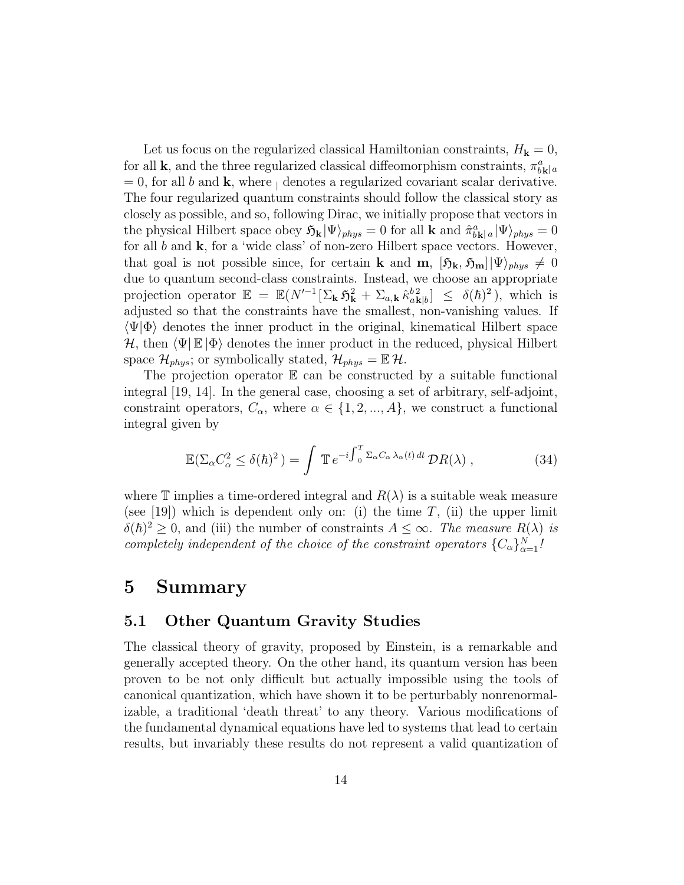Let us focus on the regularized classical Hamiltonian constraints, $H_{\mathbf{k}} = 0$, for all $\mathbf{k}$, and the three regularized classical diffeomorphism constraints, $\pi^a_{b\mathbf{k}|\,a} = 0$, for all $b$ and $\mathbf{k}$, where $_|$ denotes a regularized covariant scalar derivative. The four regularized quantum constraints should follow the classical story as closely as possible, and so, following Dirac, we initially propose that vectors in the physical Hilbert space obey $\mathfrak{H}_{\mathbf{k}}|\Psi\rangle_{phys} = 0$ for all $\mathbf{k}$ and $\hat{\pi}^a_{b\mathbf{k}|\,a}|\Psi\rangle_{phys} = 0$ for all $b$ and $\mathbf{k}$, for a 'wide class' of non-zero Hilbert space vectors. However, that goal is not possible since, for certain $\mathbf{k}$ and $\mathbf{m}$, $[\mathfrak{H}_{\mathbf{k}}, \mathfrak{H}_{\mathbf{m}}]|\Psi\rangle_{phys} \neq 0$ due to quantum second-class constraints. Instead, we choose an appropriate projection operator $\mathbb{E} = \mathbb{E}(N'^{-1}[\Sigma_{\mathbf{k}}\,\mathfrak{H}^2_{\mathbf{k}} + \Sigma_{a,\mathbf{k}}\,\hat{\kappa}^{b\,2}_{a\mathbf{k}|b}] \leq \delta(\hbar)^2\,)$, which is adjusted so that the constraints have the smallest, non-vanishing values. If $\langle\Psi|\Phi\rangle$ denotes the inner product in the original, kinematical Hilbert space $\mathcal{H}$, then $\langle\Psi|\,\mathbb{E}\,|\Phi\rangle$ denotes the inner product in the reduced, physical Hilbert space $\mathcal{H}_{phys}$; or symbolically stated, $\mathcal{H}_{phys} = \mathbb{E}\,\mathcal{H}$.

The projection operator $\mathbb{E}$ can be constructed by a suitable functional integral [19, 14]. In the general case, choosing a set of arbitrary, self-adjoint, constraint operators, $C_\alpha$, where $\alpha \in \{1, 2, ..., A\}$, we construct a functional integral given by

$$\mathbb{E}(\Sigma_\alpha C^2_\alpha \leq \delta(\hbar)^2\,) = \int \mathbb{T}\, e^{-i\int_0^T \Sigma_\alpha C_\alpha\,\lambda_\alpha(t)\,dt}\,\mathcal{D}R(\lambda)\;, \tag{34}$$

where $\mathbb{T}$ implies a time-ordered integral and $R(\lambda)$ is a suitable weak measure (see [19]) which is dependent only on: (i) the time $T$, (ii) the upper limit $\delta(\hbar)^2 \geq 0$, and (iii) the number of constraints $A \leq \infty$. *The measure $R(\lambda)$ is completely independent of the choice of the constraint operators $\{C_\alpha\}^N_{\alpha=1}$!*

# 5 Summary

## 5.1 Other Quantum Gravity Studies

The classical theory of gravity, proposed by Einstein, is a remarkable and generally accepted theory. On the other hand, its quantum version has been proven to be not only difficult but actually impossible using the tools of canonical quantization, which have shown it to be perturbably nonrenormalizable, a traditional 'death threat' to any theory. Various modifications of the fundamental dynamical equations have led to systems that lead to certain results, but invariably these results do not represent a valid quantization of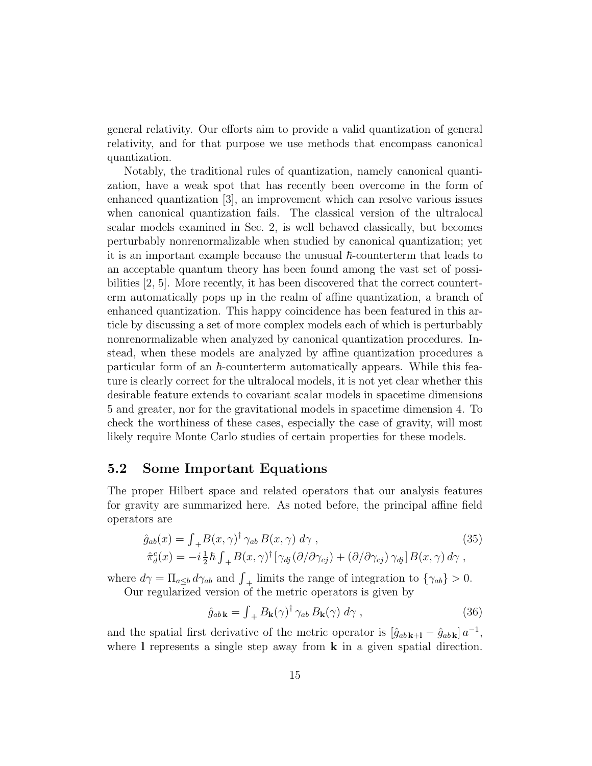general relativity. Our efforts aim to provide a valid quantization of general relativity, and for that purpose we use methods that encompass canonical quantization.

Notably, the traditional rules of quantization, namely canonical quantization, have a weak spot that has recently been overcome in the form of enhanced quantization [3], an improvement which can resolve various issues when canonical quantization fails. The classical version of the ultralocal scalar models examined in Sec. 2, is well behaved classically, but becomes perturbably nonrenormalizable when studied by canonical quantization; yet it is an important example because the unusual $\hbar$-counterterm that leads to an acceptable quantum theory has been found among the vast set of possibilities [2, 5]. More recently, it has been discovered that the correct counterterm automatically pops up in the realm of affine quantization, a branch of enhanced quantization. This happy coincidence has been featured in this article by discussing a set of more complex models each of which is perturbably nonrenormalizable when analyzed by canonical quantization procedures. Instead, when these models are analyzed by affine quantization procedures a particular form of an $\hbar$-counterterm automatically appears. While this feature is clearly correct for the ultralocal models, it is not yet clear whether this desirable feature extends to covariant scalar models in spacetime dimensions 5 and greater, nor for the gravitational models in spacetime dimension 4. To check the worthiness of these cases, especially the case of gravity, will most likely require Monte Carlo studies of certain properties for these models.

### 5.2 Some Important Equations

The proper Hilbert space and related operators that our analysis features for gravity are summarized here. As noted before, the principal affine field operators are

$$\begin{aligned} \hat{g}_{ab}(x) &= \textstyle\int_{+} B(x,\gamma)^{\dagger}\, \gamma_{ab}\, B(x,\gamma)\; d\gamma\;, \\ \hat{\pi}^{c}_{d}(x) &= -i\tfrac{1}{2}\hbar \textstyle\int_{+} B(x,\gamma)^{\dagger}\, [\gamma_{dj}\,(\partial/\partial\gamma_{cj}) + (\partial/\partial\gamma_{cj})\,\gamma_{dj}]\, B(x,\gamma)\, d\gamma\;, \end{aligned} \tag{35}$$

where $d\gamma = \Pi_{a\leq b}\, d\gamma_{ab}$ and $\int_{+}$ limits the range of integration to $\{\gamma_{ab}\} > 0$.

Our regularized version of the metric operators is given by

$$\hat{g}_{ab\,\mathbf{k}} = \textstyle\int_{+} B_{\mathbf{k}}(\gamma)^{\dagger}\, \gamma_{ab}\, B_{\mathbf{k}}(\gamma)\; d\gamma\;, \tag{36}$$

and the spatial first derivative of the metric operator is $[\hat{g}_{ab\,\mathbf{k+l}} - \hat{g}_{ab\,\mathbf{k}}]\, a^{-1}$, where $\mathbf{l}$ represents a single step away from $\mathbf{k}$ in a given spatial direction.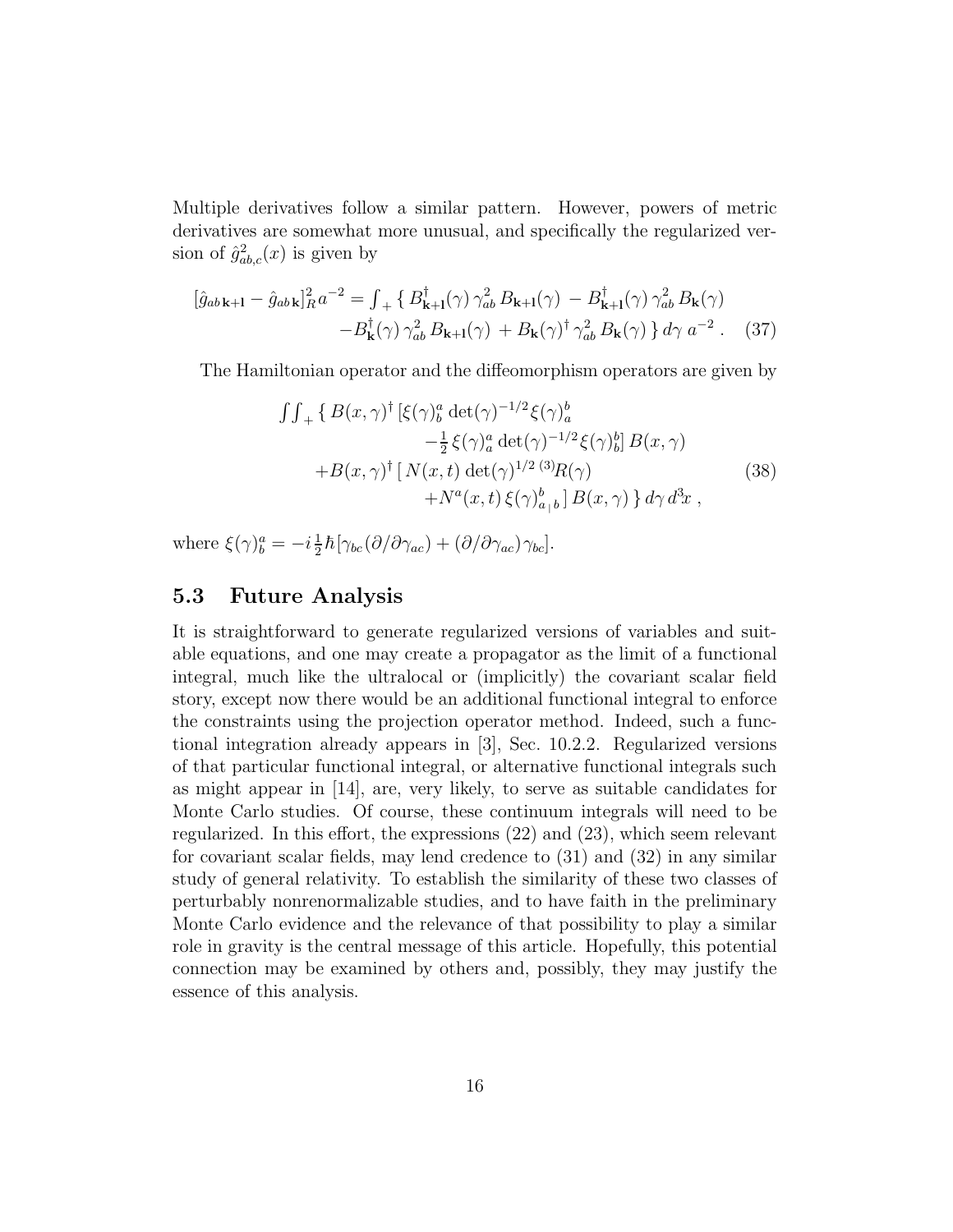Multiple derivatives follow a similar pattern. However, powers of metric derivatives are somewhat more unusual, and specifically the regularized version of $\hat{g}^2_{ab,c}(x)$ is given by

$$
\begin{aligned}
[\hat{g}_{ab\,\mathbf{k+l}} - \hat{g}_{ab\,\mathbf{k}}]^2_R\, a^{-2} = \textstyle\int_+ \{\, & B^\dagger_{\mathbf{k+l}}(\gamma)\,\gamma^2_{ab}\,B_{\mathbf{k+l}}(\gamma) \; - B^\dagger_{\mathbf{k+l}}(\gamma)\,\gamma^2_{ab}\,B_{\mathbf{k}}(\gamma) \\
& - B^\dagger_{\mathbf{k}}(\gamma)\,\gamma^2_{ab}\,B_{\mathbf{k+l}}(\gamma) \; + B_{\mathbf{k}}(\gamma)^\dagger\,\gamma^2_{ab}\,B_{\mathbf{k}}(\gamma)\,\}\, d\gamma\; a^{-2}\,. \quad (37)
\end{aligned}
$$

The Hamiltonian operator and the diffeomorphism operators are given by

$$
\begin{aligned}
\textstyle\int\!\!\int_+ \{\, & B(x,\gamma)^\dagger\, [\xi(\gamma)^a_b\, \det(\gamma)^{-1/2}\xi(\gamma)^b_a \\
& \qquad - \tfrac{1}{2}\,\xi(\gamma)^a_a\, \det(\gamma)^{-1/2}\xi(\gamma)^b_b]\, B(x,\gamma) \\
& + B(x,\gamma)^\dagger\, [\, N(x,t)\, \det(\gamma)^{1/2}\, {}^{(3)}\!R(\gamma) \\
& \qquad + N^a(x,t)\, \xi(\gamma)^b_{a\,|\,b}\,]\, B(x,\gamma)\,\}\, d\gamma\, d^3\!x\,, \qquad (38)
\end{aligned}
$$

where $\xi(\gamma)^a_b = -i\frac{1}{2}\hbar[\gamma_{bc}(\partial/\partial\gamma_{ac}) + (\partial/\partial\gamma_{ac})\gamma_{bc}]$.

### 5.3 Future Analysis

It is straightforward to generate regularized versions of variables and suitable equations, and one may create a propagator as the limit of a functional integral, much like the ultralocal or (implicitly) the covariant scalar field story, except now there would be an additional functional integral to enforce the constraints using the projection operator method. Indeed, such a functional integration already appears in [3], Sec. 10.2.2. Regularized versions of that particular functional integral, or alternative functional integrals such as might appear in [14], are, very likely, to serve as suitable candidates for Monte Carlo studies. Of course, these continuum integrals will need to be regularized. In this effort, the expressions (22) and (23), which seem relevant for covariant scalar fields, may lend credence to (31) and (32) in any similar study of general relativity. To establish the similarity of these two classes of perturbably nonrenormalizable studies, and to have faith in the preliminary Monte Carlo evidence and the relevance of that possibility to play a similar role in gravity is the central message of this article. Hopefully, this potential connection may be examined by others and, possibly, they may justify the essence of this analysis.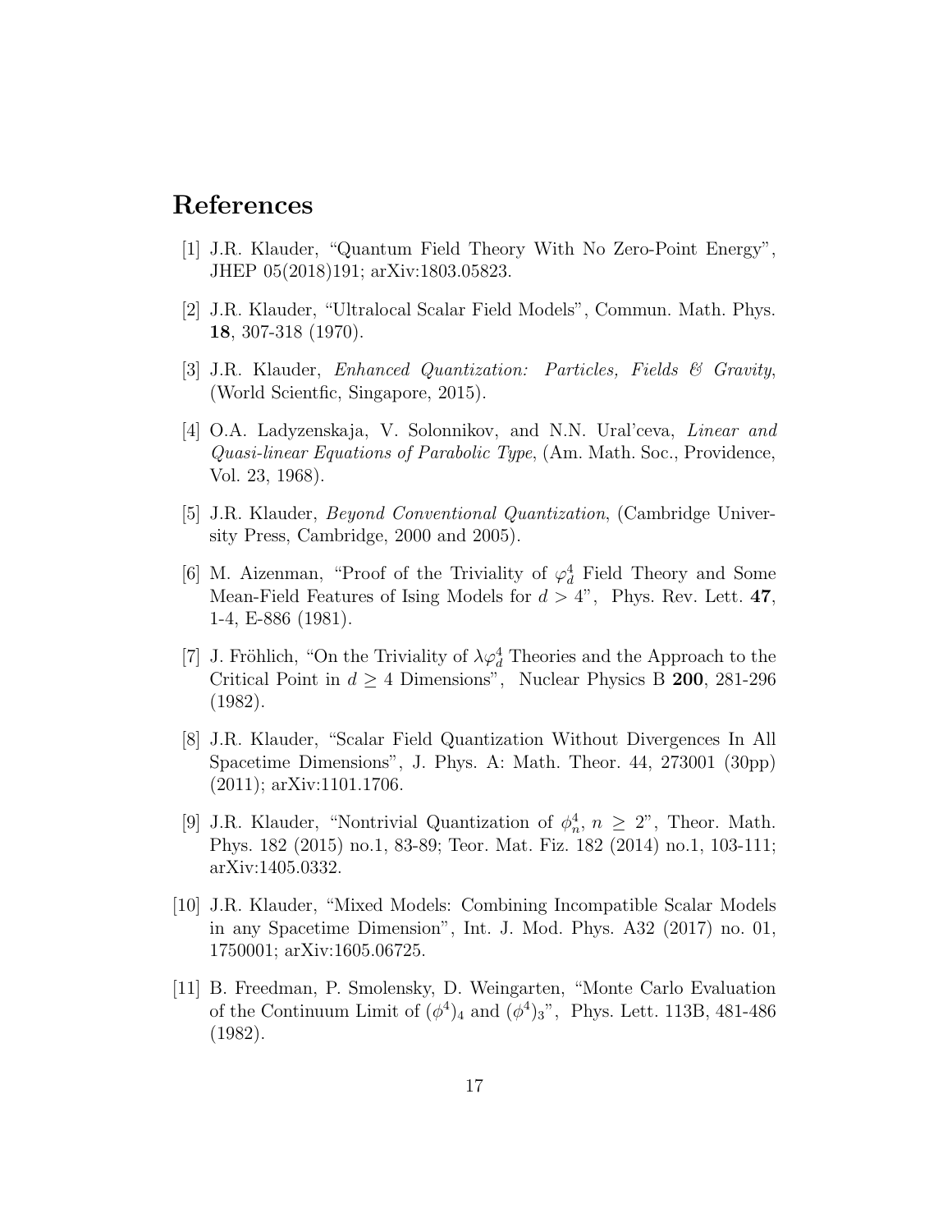# References

[1] J.R. Klauder, "Quantum Field Theory With No Zero-Point Energy", JHEP 05(2018)191; arXiv:1803.05823.

[2] J.R. Klauder, "Ultralocal Scalar Field Models", Commun. Math. Phys. **18**, 307-318 (1970).

[3] J.R. Klauder, *Enhanced Quantization: Particles, Fields & Gravity*, (World Scientfic, Singapore, 2015).

[4] O.A. Ladyzenskaja, V. Solonnikov, and N.N. Ural'ceva, *Linear and Quasi-linear Equations of Parabolic Type*, (Am. Math. Soc., Providence, Vol. 23, 1968).

[5] J.R. Klauder, *Beyond Conventional Quantization*, (Cambridge University Press, Cambridge, 2000 and 2005).

[6] M. Aizenman, "Proof of the Triviality of $\varphi^4_d$ Field Theory and Some Mean-Field Features of Ising Models for $d > 4$", Phys. Rev. Lett. **47**, 1-4, E-886 (1981).

[7] J. Fröhlich, "On the Triviality of $\lambda\varphi^4_d$ Theories and the Approach to the Critical Point in $d \geq 4$ Dimensions", Nuclear Physics B **200**, 281-296 (1982).

[8] J.R. Klauder, "Scalar Field Quantization Without Divergences In All Spacetime Dimensions", J. Phys. A: Math. Theor. 44, 273001 (30pp) (2011); arXiv:1101.1706.

[9] J.R. Klauder, "Nontrivial Quantization of $\phi^4_n$, $n \geq 2$", Theor. Math. Phys. 182 (2015) no.1, 83-89; Teor. Mat. Fiz. 182 (2014) no.1, 103-111; arXiv:1405.0332.

[10] J.R. Klauder, "Mixed Models: Combining Incompatible Scalar Models in any Spacetime Dimension", Int. J. Mod. Phys. A32 (2017) no. 01, 1750001; arXiv:1605.06725.

[11] B. Freedman, P. Smolensky, D. Weingarten, "Monte Carlo Evaluation of the Continuum Limit of $(\phi^4)_4$ and $(\phi^4)_3$", Phys. Lett. 113B, 481-486 (1982).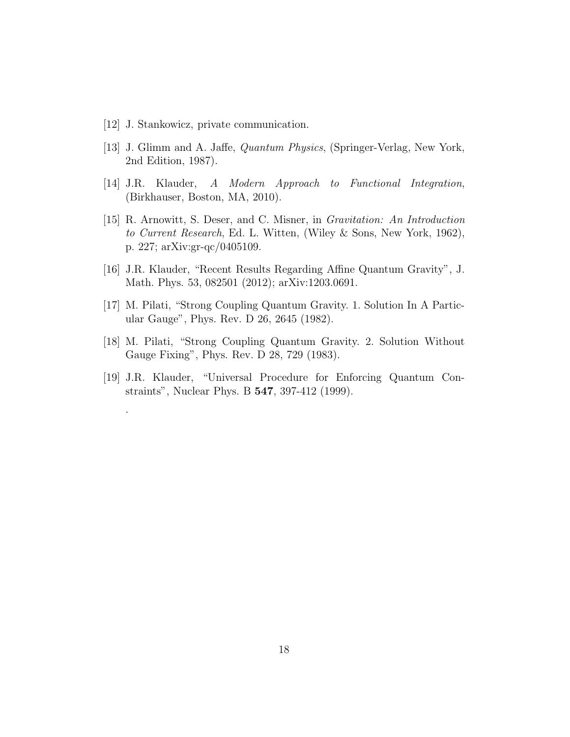[12] J. Stankowicz, private communication.

[13] J. Glimm and A. Jaffe, *Quantum Physics*, (Springer-Verlag, New York, 2nd Edition, 1987).

[14] J.R. Klauder, *A Modern Approach to Functional Integration*, (Birkhauser, Boston, MA, 2010).

[15] R. Arnowitt, S. Deser, and C. Misner, in *Gravitation: An Introduction to Current Research*, Ed. L. Witten, (Wiley & Sons, New York, 1962), p. 227; arXiv:gr-qc/0405109.

[16] J.R. Klauder, "Recent Results Regarding Affine Quantum Gravity", J. Math. Phys. 53, 082501 (2012); arXiv:1203.0691.

[17] M. Pilati, "Strong Coupling Quantum Gravity. 1. Solution In A Particular Gauge", Phys. Rev. D 26, 2645 (1982).

[18] M. Pilati, "Strong Coupling Quantum Gravity. 2. Solution Without Gauge Fixing", Phys. Rev. D 28, 729 (1983).

[19] J.R. Klauder, "Universal Procedure for Enforcing Quantum Constraints", Nuclear Phys. B **547**, 397-412 (1999).

.